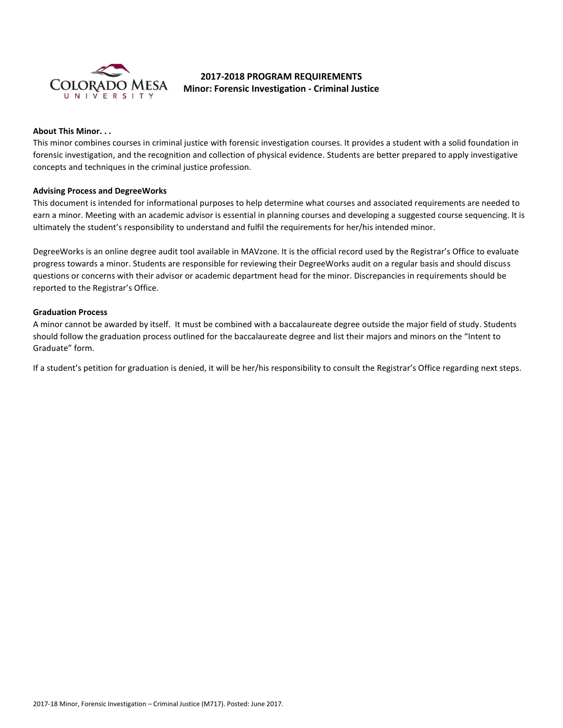# 2017-2018 PROGRAM REQUIREMENTS
## Minor: Forensic Investigation - Criminal Justice

**About This Minor. . .**

This minor combines courses in criminal justice with forensic investigation courses. It provides a student with a solid foundation in forensic investigation, and the recognition and collection of physical evidence. Students are better prepared to apply investigative concepts and techniques in the criminal justice profession.

**Advising Process and DegreeWorks**

This document is intended for informational purposes to help determine what courses and associated requirements are needed to earn a minor. Meeting with an academic advisor is essential in planning courses and developing a suggested course sequencing. It is ultimately the student's responsibility to understand and fulfil the requirements for her/his intended minor.

DegreeWorks is an online degree audit tool available in MAVzone. It is the official record used by the Registrar's Office to evaluate progress towards a minor. Students are responsible for reviewing their DegreeWorks audit on a regular basis and should discuss questions or concerns with their advisor or academic department head for the minor. Discrepancies in requirements should be reported to the Registrar's Office.

**Graduation Process**

A minor cannot be awarded by itself. It must be combined with a baccalaureate degree outside the major field of study. Students should follow the graduation process outlined for the baccalaureate degree and list their majors and minors on the "Intent to Graduate" form.

If a student's petition for graduation is denied, it will be her/his responsibility to consult the Registrar's Office regarding next steps.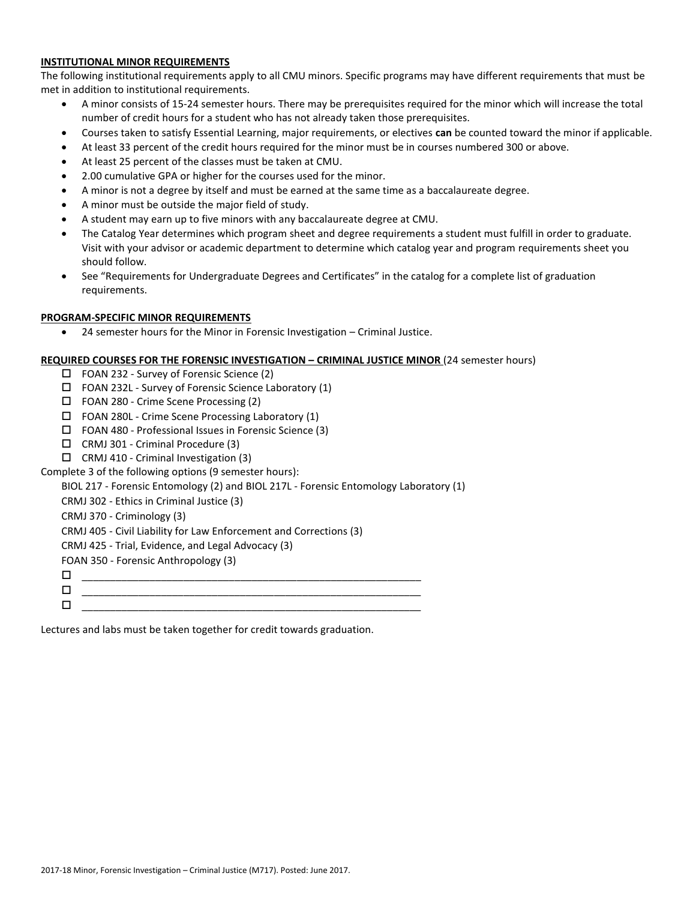**INSTITUTIONAL MINOR REQUIREMENTS**

The following institutional requirements apply to all CMU minors. Specific programs may have different requirements that must be met in addition to institutional requirements.

- A minor consists of 15-24 semester hours. There may be prerequisites required for the minor which will increase the total number of credit hours for a student who has not already taken those prerequisites.
- Courses taken to satisfy Essential Learning, major requirements, or electives **can** be counted toward the minor if applicable.
- At least 33 percent of the credit hours required for the minor must be in courses numbered 300 or above.
- At least 25 percent of the classes must be taken at CMU.
- 2.00 cumulative GPA or higher for the courses used for the minor.
- A minor is not a degree by itself and must be earned at the same time as a baccalaureate degree.
- A minor must be outside the major field of study.
- A student may earn up to five minors with any baccalaureate degree at CMU.
- The Catalog Year determines which program sheet and degree requirements a student must fulfill in order to graduate. Visit with your advisor or academic department to determine which catalog year and program requirements sheet you should follow.
- See "Requirements for Undergraduate Degrees and Certificates" in the catalog for a complete list of graduation requirements.

**PROGRAM-SPECIFIC MINOR REQUIREMENTS**

- 24 semester hours for the Minor in Forensic Investigation – Criminal Justice.

**REQUIRED COURSES FOR THE FORENSIC INVESTIGATION – CRIMINAL JUSTICE MINOR** (24 semester hours)

- ☐ FOAN 232 - Survey of Forensic Science (2)
- ☐ FOAN 232L - Survey of Forensic Science Laboratory (1)
- ☐ FOAN 280 - Crime Scene Processing (2)
- ☐ FOAN 280L - Crime Scene Processing Laboratory (1)
- ☐ FOAN 480 - Professional Issues in Forensic Science (3)
- ☐ CRMJ 301 - Criminal Procedure (3)
- ☐ CRMJ 410 - Criminal Investigation (3)

Complete 3 of the following options (9 semester hours):

BIOL 217 - Forensic Entomology (2) and BIOL 217L - Forensic Entomology Laboratory (1)
CRMJ 302 - Ethics in Criminal Justice (3)
CRMJ 370 - Criminology (3)
CRMJ 405 - Civil Liability for Law Enforcement and Corrections (3)
CRMJ 425 - Trial, Evidence, and Legal Advocacy (3)
FOAN 350 - Forensic Anthropology (3)

- ☐ ______________________________________________
- ☐ ______________________________________________
- ☐ ______________________________________________

Lectures and labs must be taken together for credit towards graduation.